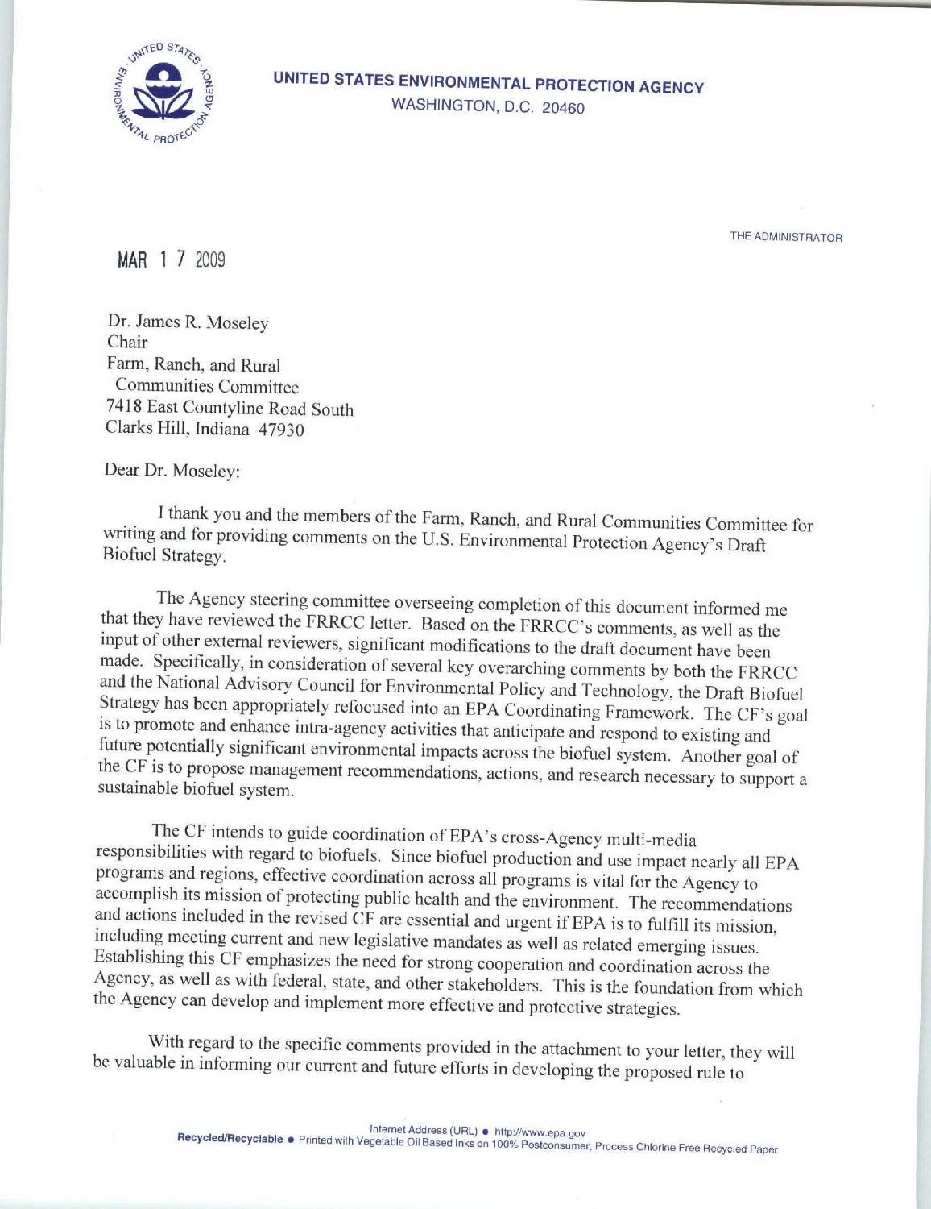**UNITED STATES ENVIRONMENTAL PROTECTION AGENCY**
WASHINGTON, D.C. 20460

THE ADMINISTRATOR

MAR 17 2009

Dr. James R. Moseley
Chair
Farm, Ranch, and Rural
Communities Committee
7418 East Countyline Road South
Clarks Hill, Indiana 47930

Dear Dr. Moseley:

I thank you and the members of the Farm, Ranch, and Rural Communities Committee for writing and for providing comments on the U.S. Environmental Protection Agency's Draft Biofuel Strategy.

The Agency steering committee overseeing completion of this document informed me that they have reviewed the FRRCC letter. Based on the FRRCC's comments, as well as the input of other external reviewers, significant modifications to the draft document have been made. Specifically, in consideration of several key overarching comments by both the FRRCC and the National Advisory Council for Environmental Policy and Technology, the Draft Biofuel Strategy has been appropriately refocused into an EPA Coordinating Framework. The CF's goal is to promote and enhance intra-agency activities that anticipate and respond to existing and future potentially significant environmental impacts across the biofuel system. Another goal of the CF is to propose management recommendations, actions, and research necessary to support a sustainable biofuel system.

The CF intends to guide coordination of EPA's cross-Agency multi-media responsibilities with regard to biofuels. Since biofuel production and use impact nearly all EPA programs and regions, effective coordination across all programs is vital for the Agency to accomplish its mission of protecting public health and the environment. The recommendations and actions included in the revised CF are essential and urgent if EPA is to fulfill its mission, including meeting current and new legislative mandates as well as related emerging issues. Establishing this CF emphasizes the need for strong cooperation and coordination across the Agency, as well as with federal, state, and other stakeholders. This is the foundation from which the Agency can develop and implement more effective and protective strategies.

With regard to the specific comments provided in the attachment to your letter, they will be valuable in informing our current and future efforts in developing the proposed rule to

Internet Address (URL) • http://www.epa.gov
Recycled/Recyclable • Printed with Vegetable Oil Based Inks on 100% Postconsumer, Process Chlorine Free Recycled Paper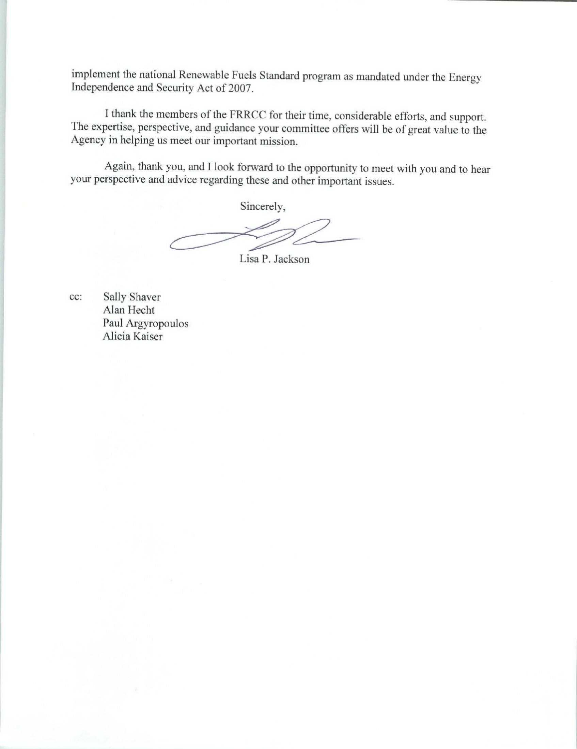implement the national Renewable Fuels Standard program as mandated under the Energy Independence and Security Act of 2007.

I thank the members of the FRRCC for their time, considerable efforts, and support. The expertise, perspective, and guidance your committee offers will be of great value to the Agency in helping us meet our important mission.

Again, thank you, and I look forward to the opportunity to meet with you and to hear your perspective and advice regarding these and other important issues.

Sincerely,

Lisa P. Jackson

cc: Sally Shaver
Alan Hecht
Paul Argyropoulos
Alicia Kaiser